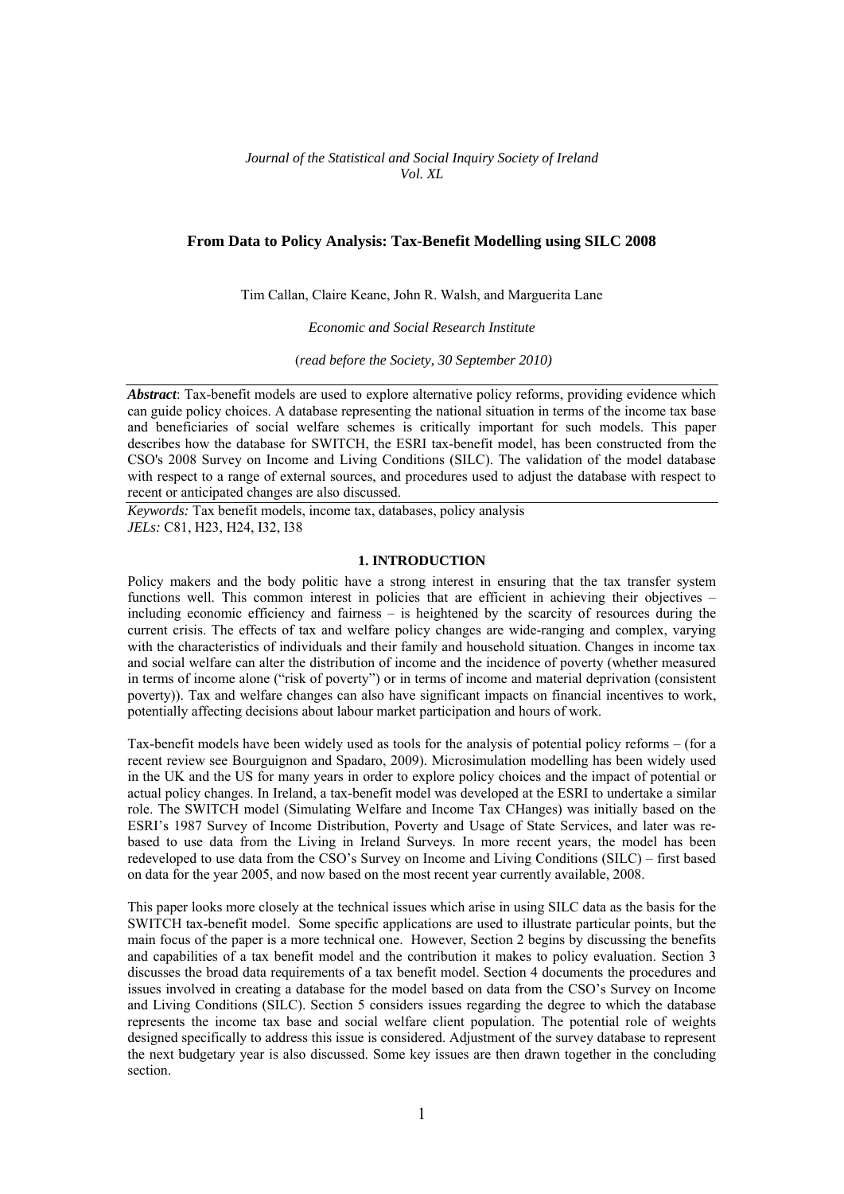*Journal of the Statistical and Social Inquiry Society of Ireland*
*Vol. XL*

# From Data to Policy Analysis: Tax-Benefit Modelling using SILC 2008

Tim Callan, Claire Keane, John R. Walsh, and Marguerita Lane

*Economic and Social Research Institute*

(*read before the Society, 30 September 2010)*

***Abstract***: Tax-benefit models are used to explore alternative policy reforms, providing evidence which can guide policy choices. A database representing the national situation in terms of the income tax base and beneficiaries of social welfare schemes is critically important for such models. This paper describes how the database for SWITCH, the ESRI tax-benefit model, has been constructed from the CSO's 2008 Survey on Income and Living Conditions (SILC). The validation of the model database with respect to a range of external sources, and procedures used to adjust the database with respect to recent or anticipated changes are also discussed.

*Keywords:* Tax benefit models, income tax, databases, policy analysis
*JELs:* C81, H23, H24, I32, I38

## 1. INTRODUCTION

Policy makers and the body politic have a strong interest in ensuring that the tax transfer system functions well. This common interest in policies that are efficient in achieving their objectives – including economic efficiency and fairness – is heightened by the scarcity of resources during the current crisis. The effects of tax and welfare policy changes are wide-ranging and complex, varying with the characteristics of individuals and their family and household situation. Changes in income tax and social welfare can alter the distribution of income and the incidence of poverty (whether measured in terms of income alone ("risk of poverty") or in terms of income and material deprivation (consistent poverty)). Tax and welfare changes can also have significant impacts on financial incentives to work, potentially affecting decisions about labour market participation and hours of work.

Tax-benefit models have been widely used as tools for the analysis of potential policy reforms – (for a recent review see Bourguignon and Spadaro, 2009). Microsimulation modelling has been widely used in the UK and the US for many years in order to explore policy choices and the impact of potential or actual policy changes. In Ireland, a tax-benefit model was developed at the ESRI to undertake a similar role. The SWITCH model (Simulating Welfare and Income Tax CHanges) was initially based on the ESRI's 1987 Survey of Income Distribution, Poverty and Usage of State Services, and later was re-based to use data from the Living in Ireland Surveys. In more recent years, the model has been redeveloped to use data from the CSO's Survey on Income and Living Conditions (SILC) – first based on data for the year 2005, and now based on the most recent year currently available, 2008.

This paper looks more closely at the technical issues which arise in using SILC data as the basis for the SWITCH tax-benefit model. Some specific applications are used to illustrate particular points, but the main focus of the paper is a more technical one. However, Section 2 begins by discussing the benefits and capabilities of a tax benefit model and the contribution it makes to policy evaluation. Section 3 discusses the broad data requirements of a tax benefit model. Section 4 documents the procedures and issues involved in creating a database for the model based on data from the CSO's Survey on Income and Living Conditions (SILC). Section 5 considers issues regarding the degree to which the database represents the income tax base and social welfare client population. The potential role of weights designed specifically to address this issue is considered. Adjustment of the survey database to represent the next budgetary year is also discussed. Some key issues are then drawn together in the concluding section.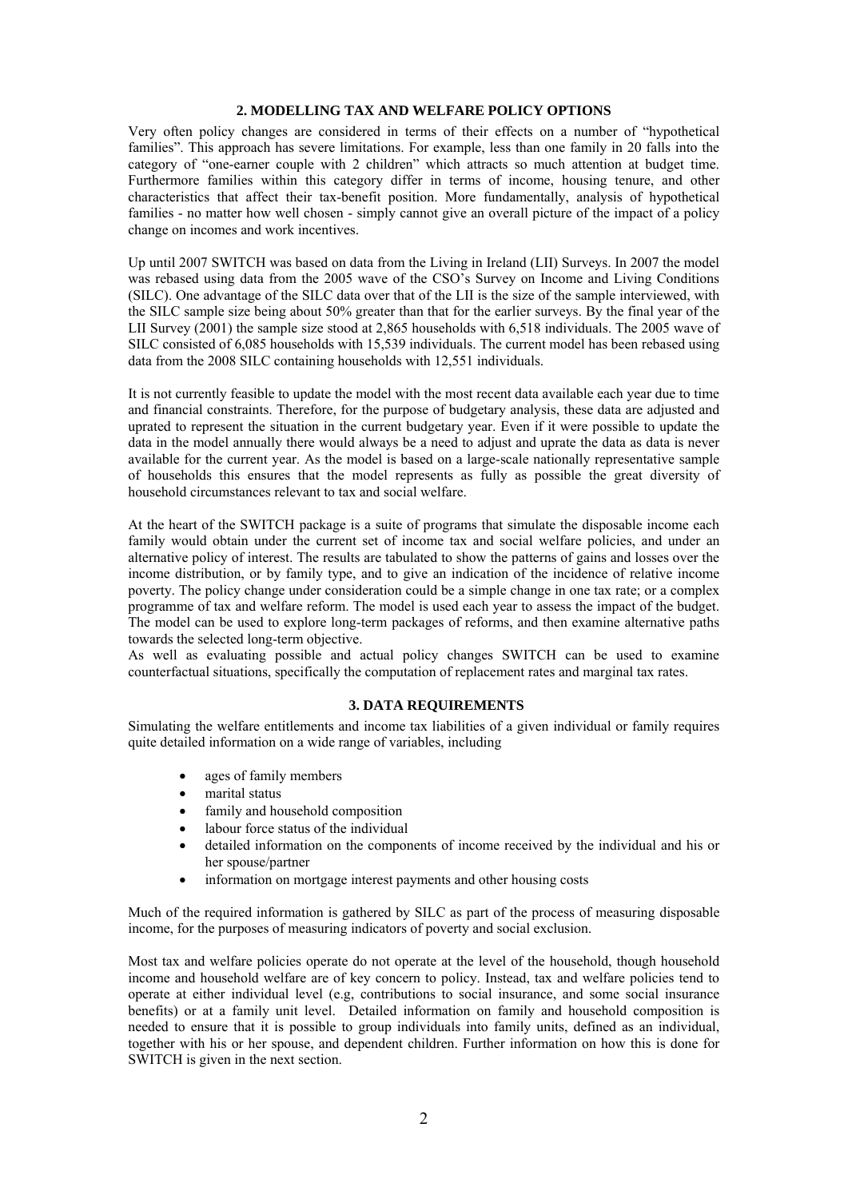## 2. MODELLING TAX AND WELFARE POLICY OPTIONS

Very often policy changes are considered in terms of their effects on a number of "hypothetical families". This approach has severe limitations. For example, less than one family in 20 falls into the category of "one-earner couple with 2 children" which attracts so much attention at budget time. Furthermore families within this category differ in terms of income, housing tenure, and other characteristics that affect their tax-benefit position. More fundamentally, analysis of hypothetical families - no matter how well chosen - simply cannot give an overall picture of the impact of a policy change on incomes and work incentives.

Up until 2007 SWITCH was based on data from the Living in Ireland (LII) Surveys. In 2007 the model was rebased using data from the 2005 wave of the CSO's Survey on Income and Living Conditions (SILC). One advantage of the SILC data over that of the LII is the size of the sample interviewed, with the SILC sample size being about 50% greater than that for the earlier surveys. By the final year of the LII Survey (2001) the sample size stood at 2,865 households with 6,518 individuals. The 2005 wave of SILC consisted of 6,085 households with 15,539 individuals. The current model has been rebased using data from the 2008 SILC containing households with 12,551 individuals.

It is not currently feasible to update the model with the most recent data available each year due to time and financial constraints. Therefore, for the purpose of budgetary analysis, these data are adjusted and uprated to represent the situation in the current budgetary year. Even if it were possible to update the data in the model annually there would always be a need to adjust and uprate the data as data is never available for the current year. As the model is based on a large-scale nationally representative sample of households this ensures that the model represents as fully as possible the great diversity of household circumstances relevant to tax and social welfare.

At the heart of the SWITCH package is a suite of programs that simulate the disposable income each family would obtain under the current set of income tax and social welfare policies, and under an alternative policy of interest. The results are tabulated to show the patterns of gains and losses over the income distribution, or by family type, and to give an indication of the incidence of relative income poverty. The policy change under consideration could be a simple change in one tax rate; or a complex programme of tax and welfare reform. The model is used each year to assess the impact of the budget. The model can be used to explore long-term packages of reforms, and then examine alternative paths towards the selected long-term objective.

As well as evaluating possible and actual policy changes SWITCH can be used to examine counterfactual situations, specifically the computation of replacement rates and marginal tax rates.

## 3. DATA REQUIREMENTS

Simulating the welfare entitlements and income tax liabilities of a given individual or family requires quite detailed information on a wide range of variables, including

- ages of family members
- marital status
- family and household composition
- labour force status of the individual
- detailed information on the components of income received by the individual and his or her spouse/partner
- information on mortgage interest payments and other housing costs

Much of the required information is gathered by SILC as part of the process of measuring disposable income, for the purposes of measuring indicators of poverty and social exclusion.

Most tax and welfare policies operate do not operate at the level of the household, though household income and household welfare are of key concern to policy. Instead, tax and welfare policies tend to operate at either individual level (e.g, contributions to social insurance, and some social insurance benefits) or at a family unit level. Detailed information on family and household composition is needed to ensure that it is possible to group individuals into family units, defined as an individual, together with his or her spouse, and dependent children. Further information on how this is done for SWITCH is given in the next section.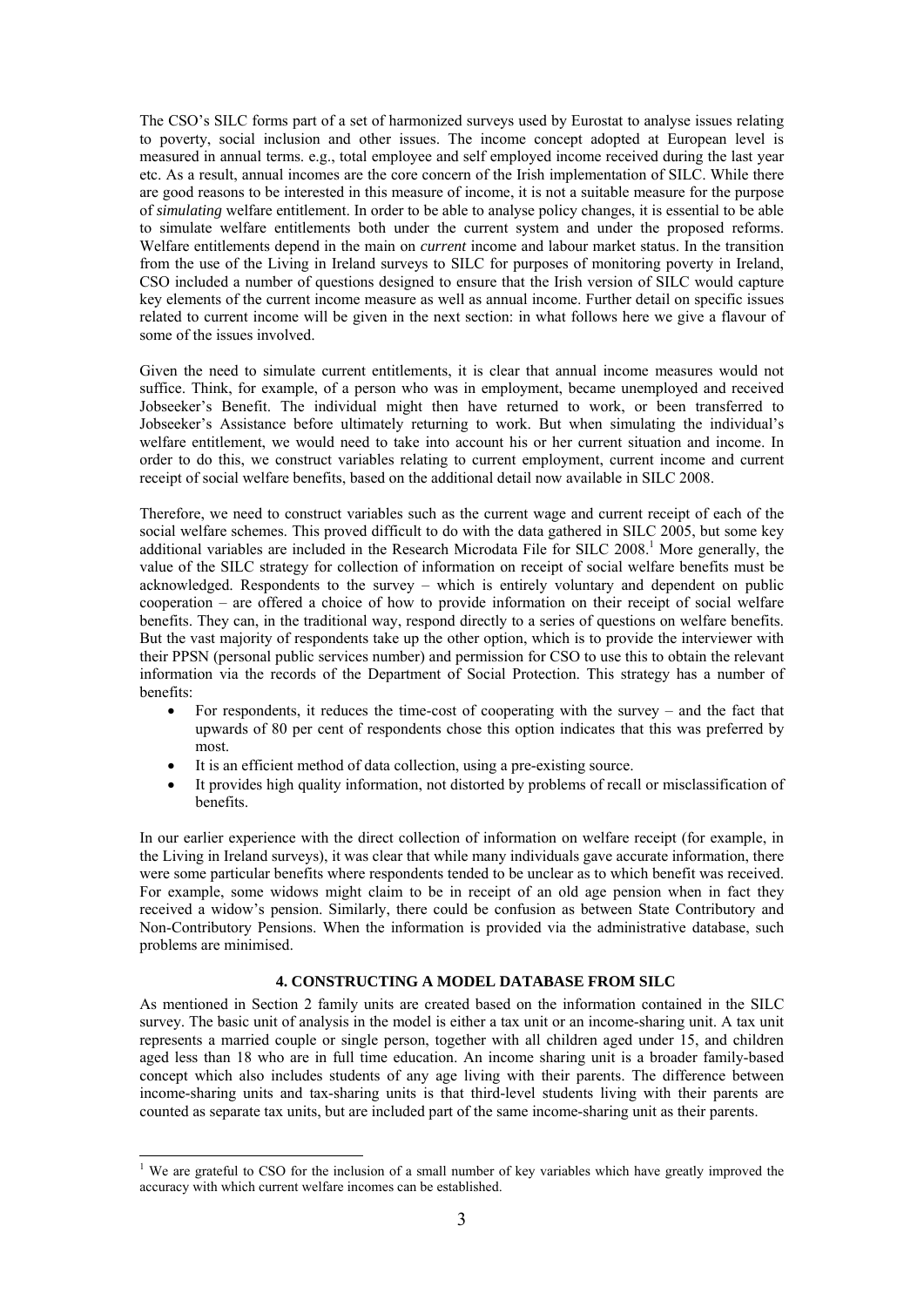The CSO's SILC forms part of a set of harmonized surveys used by Eurostat to analyse issues relating to poverty, social inclusion and other issues. The income concept adopted at European level is measured in annual terms. e.g., total employee and self employed income received during the last year etc. As a result, annual incomes are the core concern of the Irish implementation of SILC. While there are good reasons to be interested in this measure of income, it is not a suitable measure for the purpose of *simulating* welfare entitlement. In order to be able to analyse policy changes, it is essential to be able to simulate welfare entitlements both under the current system and under the proposed reforms. Welfare entitlements depend in the main on *current* income and labour market status. In the transition from the use of the Living in Ireland surveys to SILC for purposes of monitoring poverty in Ireland, CSO included a number of questions designed to ensure that the Irish version of SILC would capture key elements of the current income measure as well as annual income. Further detail on specific issues related to current income will be given in the next section: in what follows here we give a flavour of some of the issues involved.

Given the need to simulate current entitlements, it is clear that annual income measures would not suffice. Think, for example, of a person who was in employment, became unemployed and received Jobseeker's Benefit. The individual might then have returned to work, or been transferred to Jobseeker's Assistance before ultimately returning to work. But when simulating the individual's welfare entitlement, we would need to take into account his or her current situation and income. In order to do this, we construct variables relating to current employment, current income and current receipt of social welfare benefits, based on the additional detail now available in SILC 2008.

Therefore, we need to construct variables such as the current wage and current receipt of each of the social welfare schemes. This proved difficult to do with the data gathered in SILC 2005, but some key additional variables are included in the Research Microdata File for SILC 2008.[1] More generally, the value of the SILC strategy for collection of information on receipt of social welfare benefits must be acknowledged. Respondents to the survey – which is entirely voluntary and dependent on public cooperation – are offered a choice of how to provide information on their receipt of social welfare benefits. They can, in the traditional way, respond directly to a series of questions on welfare benefits. But the vast majority of respondents take up the other option, which is to provide the interviewer with their PPSN (personal public services number) and permission for CSO to use this to obtain the relevant information via the records of the Department of Social Protection. This strategy has a number of benefits:

- For respondents, it reduces the time-cost of cooperating with the survey – and the fact that upwards of 80 per cent of respondents chose this option indicates that this was preferred by most.
- It is an efficient method of data collection, using a pre-existing source.
- It provides high quality information, not distorted by problems of recall or misclassification of benefits.

In our earlier experience with the direct collection of information on welfare receipt (for example, in the Living in Ireland surveys), it was clear that while many individuals gave accurate information, there were some particular benefits where respondents tended to be unclear as to which benefit was received. For example, some widows might claim to be in receipt of an old age pension when in fact they received a widow's pension. Similarly, there could be confusion as between State Contributory and Non-Contributory Pensions. When the information is provided via the administrative database, such problems are minimised.

## 4. CONSTRUCTING A MODEL DATABASE FROM SILC

As mentioned in Section 2 family units are created based on the information contained in the SILC survey. The basic unit of analysis in the model is either a tax unit or an income-sharing unit. A tax unit represents a married couple or single person, together with all children aged under 15, and children aged less than 18 who are in full time education. An income sharing unit is a broader family-based concept which also includes students of any age living with their parents. The difference between income-sharing units and tax-sharing units is that third-level students living with their parents are counted as separate tax units, but are included part of the same income-sharing unit as their parents.

---

[1] We are grateful to CSO for the inclusion of a small number of key variables which have greatly improved the accuracy with which current welfare incomes can be established.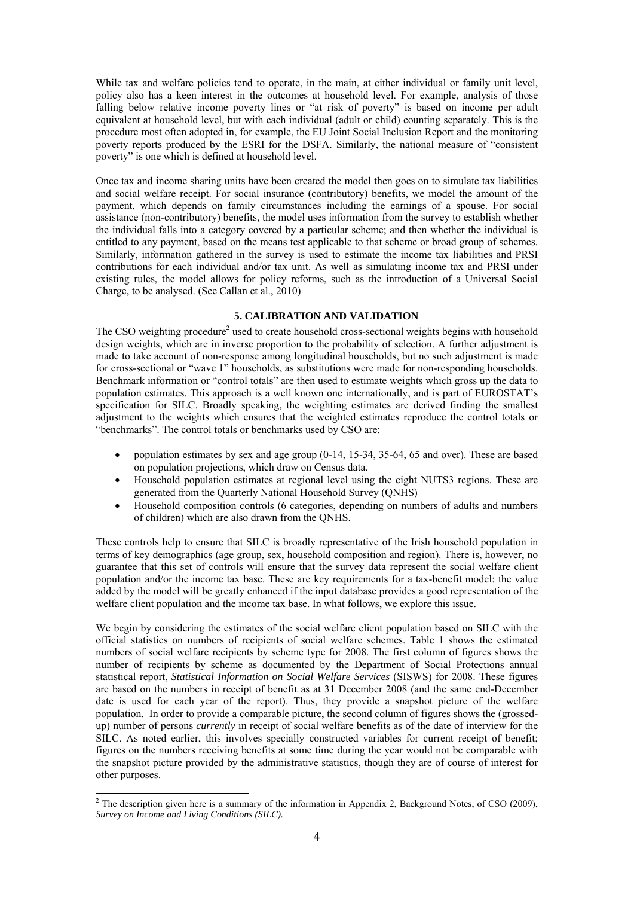While tax and welfare policies tend to operate, in the main, at either individual or family unit level, policy also has a keen interest in the outcomes at household level. For example, analysis of those falling below relative income poverty lines or "at risk of poverty" is based on income per adult equivalent at household level, but with each individual (adult or child) counting separately. This is the procedure most often adopted in, for example, the EU Joint Social Inclusion Report and the monitoring poverty reports produced by the ESRI for the DSFA. Similarly, the national measure of "consistent poverty" is one which is defined at household level.

Once tax and income sharing units have been created the model then goes on to simulate tax liabilities and social welfare receipt. For social insurance (contributory) benefits, we model the amount of the payment, which depends on family circumstances including the earnings of a spouse. For social assistance (non-contributory) benefits, the model uses information from the survey to establish whether the individual falls into a category covered by a particular scheme; and then whether the individual is entitled to any payment, based on the means test applicable to that scheme or broad group of schemes. Similarly, information gathered in the survey is used to estimate the income tax liabilities and PRSI contributions for each individual and/or tax unit. As well as simulating income tax and PRSI under existing rules, the model allows for policy reforms, such as the introduction of a Universal Social Charge, to be analysed. (See Callan et al., 2010)

## 5. CALIBRATION AND VALIDATION

The CSO weighting procedure[2] used to create household cross-sectional weights begins with household design weights, which are in inverse proportion to the probability of selection. A further adjustment is made to take account of non-response among longitudinal households, but no such adjustment is made for cross-sectional or "wave 1" households, as substitutions were made for non-responding households. Benchmark information or "control totals" are then used to estimate weights which gross up the data to population estimates. This approach is a well known one internationally, and is part of EUROSTAT's specification for SILC. Broadly speaking, the weighting estimates are derived finding the smallest adjustment to the weights which ensures that the weighted estimates reproduce the control totals or "benchmarks". The control totals or benchmarks used by CSO are:

- population estimates by sex and age group (0-14, 15-34, 35-64, 65 and over). These are based on population projections, which draw on Census data.
- Household population estimates at regional level using the eight NUTS3 regions. These are generated from the Quarterly National Household Survey (QNHS)
- Household composition controls (6 categories, depending on numbers of adults and numbers of children) which are also drawn from the QNHS.

These controls help to ensure that SILC is broadly representative of the Irish household population in terms of key demographics (age group, sex, household composition and region). There is, however, no guarantee that this set of controls will ensure that the survey data represent the social welfare client population and/or the income tax base. These are key requirements for a tax-benefit model: the value added by the model will be greatly enhanced if the input database provides a good representation of the welfare client population and the income tax base. In what follows, we explore this issue.

We begin by considering the estimates of the social welfare client population based on SILC with the official statistics on numbers of recipients of social welfare schemes. Table 1 shows the estimated numbers of social welfare recipients by scheme type for 2008. The first column of figures shows the number of recipients by scheme as documented by the Department of Social Protections annual statistical report, *Statistical Information on Social Welfare Services* (SISWS) for 2008. These figures are based on the numbers in receipt of benefit as at 31 December 2008 (and the same end-December date is used for each year of the report). Thus, they provide a snapshot picture of the welfare population. In order to provide a comparable picture, the second column of figures shows the (grossed-up) number of persons *currently* in receipt of social welfare benefits as of the date of interview for the SILC. As noted earlier, this involves specially constructed variables for current receipt of benefit; figures on the numbers receiving benefits at some time during the year would not be comparable with the snapshot picture provided by the administrative statistics, though they are of course of interest for other purposes.

[2] The description given here is a summary of the information in Appendix 2, Background Notes, of CSO (2009), *Survey on Income and Living Conditions (SILC).*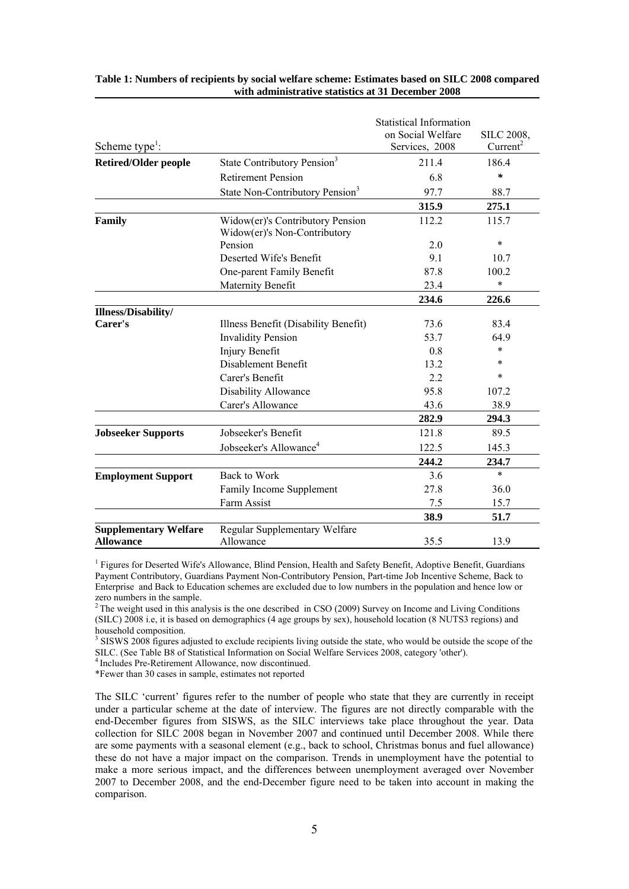**Table 1: Numbers of recipients by social welfare scheme: Estimates based on SILC 2008 compared with administrative statistics at 31 December 2008**

| Scheme type[1]: | | Statistical Information on Social Welfare Services, 2008 | SILC 2008, Current[2] |
|---|---|---|---|
| **Retired/Older people** | State Contributory Pension[3] | 211.4 | 186.4 |
| | Retirement Pension | 6.8 | * |
| | State Non-Contributory Pension[3] | 97.7 | 88.7 |
| | | **315.9** | **275.1** |
| **Family** | Widow(er)'s Contributory Pension | 112.2 | 115.7 |
| | Widow(er)'s Non-Contributory Pension | 2.0 | * |
| | Deserted Wife's Benefit | 9.1 | 10.7 |
| | One-parent Family Benefit | 87.8 | 100.2 |
| | Maternity Benefit | 23.4 | * |
| | | **234.6** | **226.6** |
| **Illness/Disability/ Carer's** | Illness Benefit (Disability Benefit) | 73.6 | 83.4 |
| | Invalidity Pension | 53.7 | 64.9 |
| | Injury Benefit | 0.8 | * |
| | Disablement Benefit | 13.2 | * |
| | Carer's Benefit | 2.2 | * |
| | Disability Allowance | 95.8 | 107.2 |
| | Carer's Allowance | 43.6 | 38.9 |
| | | **282.9** | **294.3** |
| **Jobseeker Supports** | Jobseeker's Benefit | 121.8 | 89.5 |
| | Jobseeker's Allowance[4] | 122.5 | 145.3 |
| | | **244.2** | **234.7** |
| **Employment Support** | Back to Work | 3.6 | * |
| | Family Income Supplement | 27.8 | 36.0 |
| | Farm Assist | 7.5 | 15.7 |
| | | **38.9** | **51.7** |
| **Supplementary Welfare Allowance** | Regular Supplementary Welfare Allowance | 35.5 | 13.9 |

[1] Figures for Deserted Wife's Allowance, Blind Pension, Health and Safety Benefit, Adoptive Benefit, Guardians Payment Contributory, Guardians Payment Non-Contributory Pension, Part-time Job Incentive Scheme, Back to Enterprise and Back to Education schemes are excluded due to low numbers in the population and hence low or zero numbers in the sample.
[2] The weight used in this analysis is the one described in CSO (2009) Survey on Income and Living Conditions (SILC) 2008 i.e, it is based on demographics (4 age groups by sex), household location (8 NUTS3 regions) and household composition.
[3] SISWS 2008 figures adjusted to exclude recipients living outside the state, who would be outside the scope of the SILC. (See Table B8 of Statistical Information on Social Welfare Services 2008, category 'other').
[4] Includes Pre-Retirement Allowance, now discontinued.
*Fewer than 30 cases in sample, estimates not reported

The SILC 'current' figures refer to the number of people who state that they are currently in receipt under a particular scheme at the date of interview. The figures are not directly comparable with the end-December figures from SISWS, as the SILC interviews take place throughout the year. Data collection for SILC 2008 began in November 2007 and continued until December 2008. While there are some payments with a seasonal element (e.g., back to school, Christmas bonus and fuel allowance) these do not have a major impact on the comparison. Trends in unemployment have the potential to make a more serious impact, and the differences between unemployment averaged over November 2007 to December 2008, and the end-December figure need to be taken into account in making the comparison.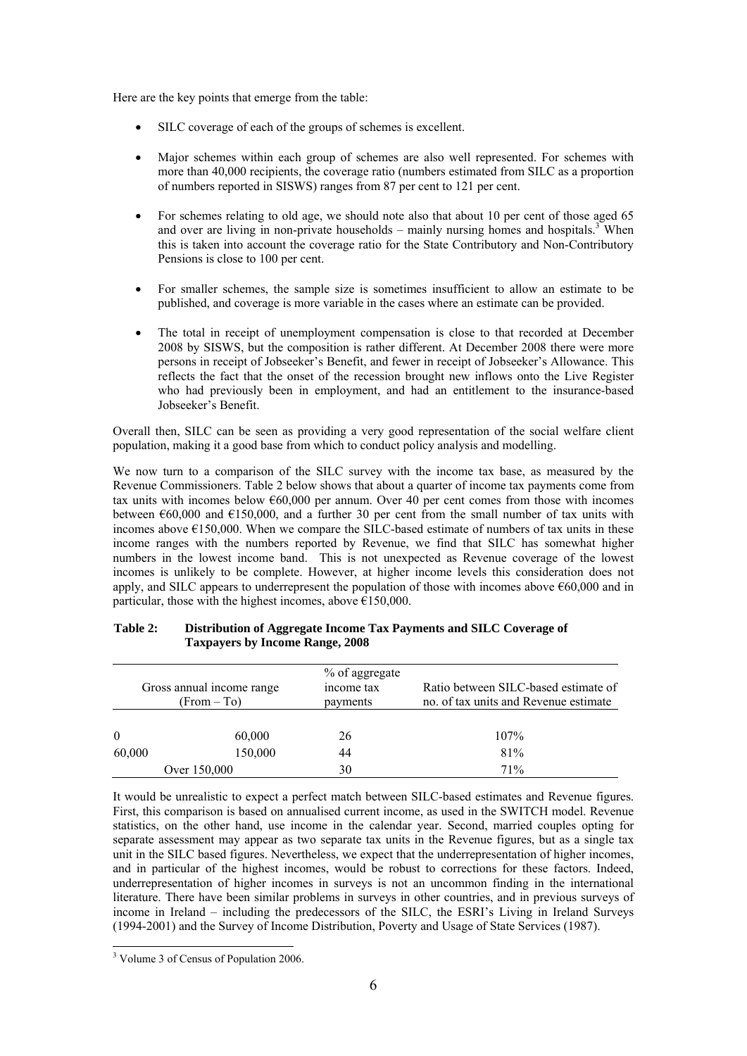Here are the key points that emerge from the table:

- SILC coverage of each of the groups of schemes is excellent.
- Major schemes within each group of schemes are also well represented. For schemes with more than 40,000 recipients, the coverage ratio (numbers estimated from SILC as a proportion of numbers reported in SISWS) ranges from 87 per cent to 121 per cent.
- For schemes relating to old age, we should note also that about 10 per cent of those aged 65 and over are living in non-private households – mainly nursing homes and hospitals.[3] When this is taken into account the coverage ratio for the State Contributory and Non-Contributory Pensions is close to 100 per cent.
- For smaller schemes, the sample size is sometimes insufficient to allow an estimate to be published, and coverage is more variable in the cases where an estimate can be provided.
- The total in receipt of unemployment compensation is close to that recorded at December 2008 by SISWS, but the composition is rather different. At December 2008 there were more persons in receipt of Jobseeker's Benefit, and fewer in receipt of Jobseeker's Allowance. This reflects the fact that the onset of the recession brought new inflows onto the Live Register who had previously been in employment, and had an entitlement to the insurance-based Jobseeker's Benefit.

Overall then, SILC can be seen as providing a very good representation of the social welfare client population, making it a good base from which to conduct policy analysis and modelling.

We now turn to a comparison of the SILC survey with the income tax base, as measured by the Revenue Commissioners. Table 2 below shows that about a quarter of income tax payments come from tax units with incomes below €60,000 per annum. Over 40 per cent comes from those with incomes between €60,000 and €150,000, and a further 30 per cent from the small number of tax units with incomes above €150,000. When we compare the SILC-based estimate of numbers of tax units in these income ranges with the numbers reported by Revenue, we find that SILC has somewhat higher numbers in the lowest income band. This is not unexpected as Revenue coverage of the lowest incomes is unlikely to be complete. However, at higher income levels this consideration does not apply, and SILC appears to underrepresent the population of those with incomes above €60,000 and in particular, those with the highest incomes, above €150,000.

**Table 2: Distribution of Aggregate Income Tax Payments and SILC Coverage of Taxpayers by Income Range, 2008**

| Gross annual income range (From – To) | | % of aggregate income tax payments | Ratio between SILC-based estimate of no. of tax units and Revenue estimate |
|---|---|---|---|
| 0 | 60,000 | 26 | 107% |
| 60,000 | 150,000 | 44 | 81% |
| Over 150,000 | | 30 | 71% |

It would be unrealistic to expect a perfect match between SILC-based estimates and Revenue figures. First, this comparison is based on annualised current income, as used in the SWITCH model. Revenue statistics, on the other hand, use income in the calendar year. Second, married couples opting for separate assessment may appear as two separate tax units in the Revenue figures, but as a single tax unit in the SILC based figures. Nevertheless, we expect that the underrepresentation of higher incomes, and in particular of the highest incomes, would be robust to corrections for these factors. Indeed, underrepresentation of higher incomes in surveys is not an uncommon finding in the international literature. There have been similar problems in surveys in other countries, and in previous surveys of income in Ireland – including the predecessors of the SILC, the ESRI's Living in Ireland Surveys (1994-2001) and the Survey of Income Distribution, Poverty and Usage of State Services (1987).

[3] Volume 3 of Census of Population 2006.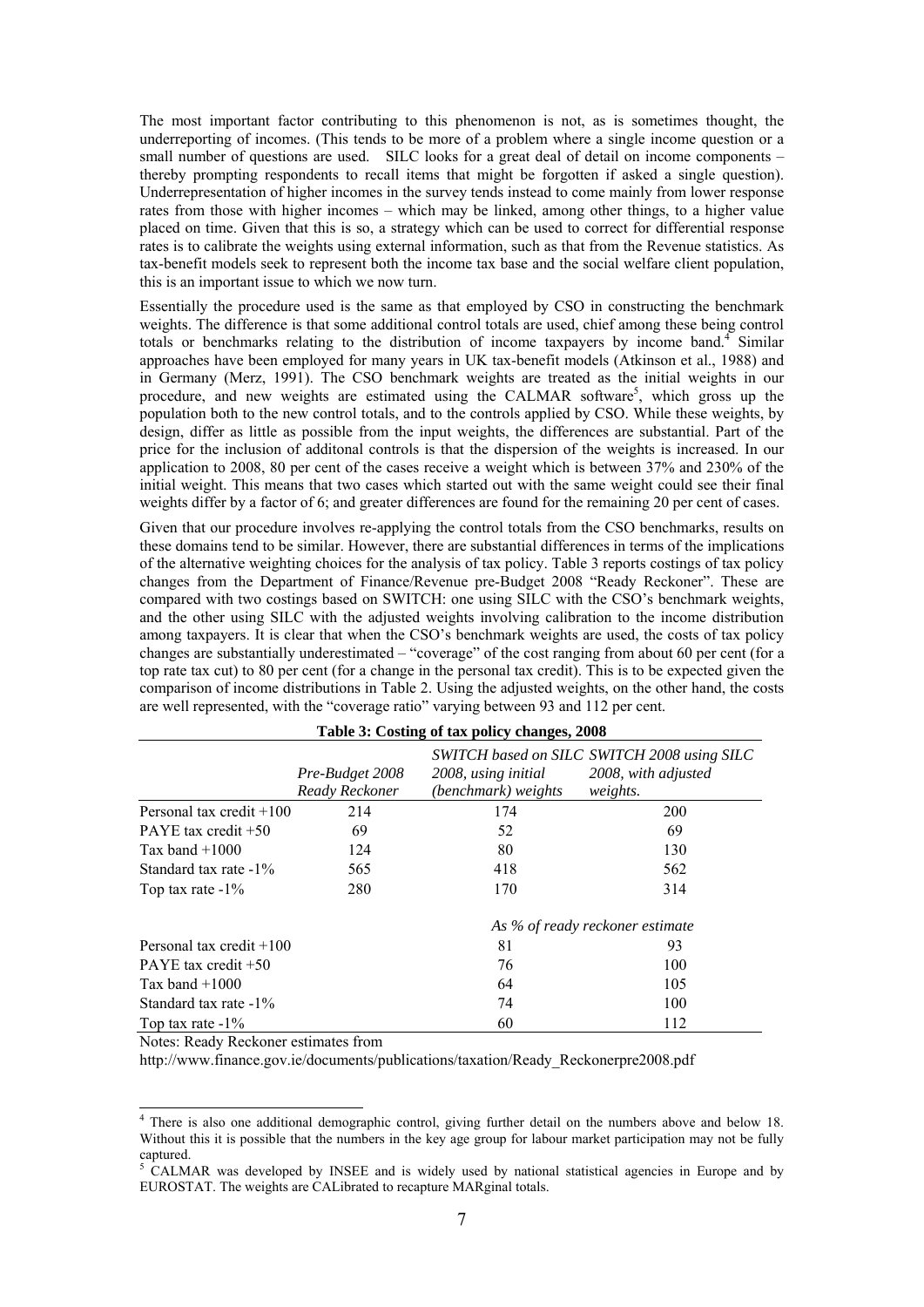The most important factor contributing to this phenomenon is not, as is sometimes thought, the underreporting of incomes. (This tends to be more of a problem where a single income question or a small number of questions are used. SILC looks for a great deal of detail on income components – thereby prompting respondents to recall items that might be forgotten if asked a single question). Underrepresentation of higher incomes in the survey tends instead to come mainly from lower response rates from those with higher incomes – which may be linked, among other things, to a higher value placed on time. Given that this is so, a strategy which can be used to correct for differential response rates is to calibrate the weights using external information, such as that from the Revenue statistics. As tax-benefit models seek to represent both the income tax base and the social welfare client population, this is an important issue to which we now turn.

Essentially the procedure used is the same as that employed by CSO in constructing the benchmark weights. The difference is that some additional control totals are used, chief among these being control totals or benchmarks relating to the distribution of income taxpayers by income band.[4] Similar approaches have been employed for many years in UK tax-benefit models (Atkinson et al., 1988) and in Germany (Merz, 1991). The CSO benchmark weights are treated as the initial weights in our procedure, and new weights are estimated using the CALMAR software[5], which gross up the population both to the new control totals, and to the controls applied by CSO. While these weights, by design, differ as little as possible from the input weights, the differences are substantial. Part of the price for the inclusion of additonal controls is that the dispersion of the weights is increased. In our application to 2008, 80 per cent of the cases receive a weight which is between 37% and 230% of the initial weight. This means that two cases which started out with the same weight could see their final weights differ by a factor of 6; and greater differences are found for the remaining 20 per cent of cases.

Given that our procedure involves re-applying the control totals from the CSO benchmarks, results on these domains tend to be similar. However, there are substantial differences in terms of the implications of the alternative weighting choices for the analysis of tax policy. Table 3 reports costings of tax policy changes from the Department of Finance/Revenue pre-Budget 2008 "Ready Reckoner". These are compared with two costings based on SWITCH: one using SILC with the CSO's benchmark weights, and the other using SILC with the adjusted weights involving calibration to the income distribution among taxpayers. It is clear that when the CSO's benchmark weights are used, the costs of tax policy changes are substantially underestimated – "coverage" of the cost ranging from about 60 per cent (for a top rate tax cut) to 80 per cent (for a change in the personal tax credit). This is to be expected given the comparison of income distributions in Table 2. Using the adjusted weights, on the other hand, the costs are well represented, with the "coverage ratio" varying between 93 and 112 per cent.

**Table 3: Costing of tax policy changes, 2008**

| | *Pre-Budget 2008 Ready Reckoner* | *SWITCH based on SILC 2008, using initial (benchmark) weights* | *SWITCH 2008 using SILC 2008, with adjusted weights.* |
|---|---|---|---|
| Personal tax credit +100 | 214 | 174 | 200 |
| PAYE tax credit +50 | 69 | 52 | 69 |
| Tax band +1000 | 124 | 80 | 130 |
| Standard tax rate -1% | 565 | 418 | 562 |
| Top tax rate -1% | 280 | 170 | 314 |
| | | *As % of ready reckoner estimate* | |
| Personal tax credit +100 | | 81 | 93 |
| PAYE tax credit +50 | | 76 | 100 |
| Tax band +1000 | | 64 | 105 |
| Standard tax rate -1% | | 74 | 100 |
| Top tax rate -1% | | 60 | 112 |

Notes: Ready Reckoner estimates from
http://www.finance.gov.ie/documents/publications/taxation/Ready_Reckonerpre2008.pdf

[4] There is also one additional demographic control, giving further detail on the numbers above and below 18. Without this it is possible that the numbers in the key age group for labour market participation may not be fully captured.

[5] CALMAR was developed by INSEE and is widely used by national statistical agencies in Europe and by EUROSTAT. The weights are CALibrated to recapture MARginal totals.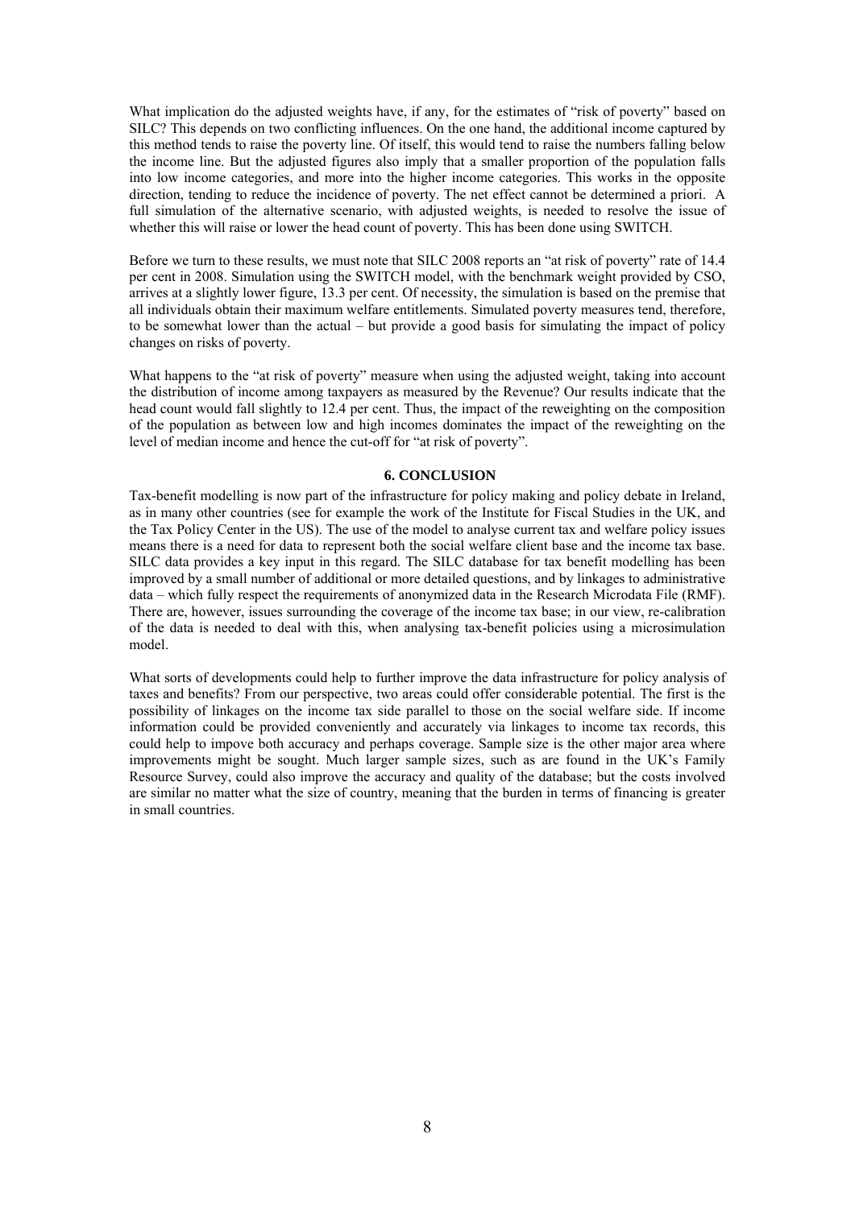What implication do the adjusted weights have, if any, for the estimates of "risk of poverty" based on SILC? This depends on two conflicting influences. On the one hand, the additional income captured by this method tends to raise the poverty line. Of itself, this would tend to raise the numbers falling below the income line. But the adjusted figures also imply that a smaller proportion of the population falls into low income categories, and more into the higher income categories. This works in the opposite direction, tending to reduce the incidence of poverty. The net effect cannot be determined a priori. A full simulation of the alternative scenario, with adjusted weights, is needed to resolve the issue of whether this will raise or lower the head count of poverty. This has been done using SWITCH.

Before we turn to these results, we must note that SILC 2008 reports an "at risk of poverty" rate of 14.4 per cent in 2008. Simulation using the SWITCH model, with the benchmark weight provided by CSO, arrives at a slightly lower figure, 13.3 per cent. Of necessity, the simulation is based on the premise that all individuals obtain their maximum welfare entitlements. Simulated poverty measures tend, therefore, to be somewhat lower than the actual – but provide a good basis for simulating the impact of policy changes on risks of poverty.

What happens to the "at risk of poverty" measure when using the adjusted weight, taking into account the distribution of income among taxpayers as measured by the Revenue? Our results indicate that the head count would fall slightly to 12.4 per cent. Thus, the impact of the reweighting on the composition of the population as between low and high incomes dominates the impact of the reweighting on the level of median income and hence the cut-off for "at risk of poverty".

## 6. CONCLUSION

Tax-benefit modelling is now part of the infrastructure for policy making and policy debate in Ireland, as in many other countries (see for example the work of the Institute for Fiscal Studies in the UK, and the Tax Policy Center in the US). The use of the model to analyse current tax and welfare policy issues means there is a need for data to represent both the social welfare client base and the income tax base. SILC data provides a key input in this regard. The SILC database for tax benefit modelling has been improved by a small number of additional or more detailed questions, and by linkages to administrative data – which fully respect the requirements of anonymized data in the Research Microdata File (RMF). There are, however, issues surrounding the coverage of the income tax base; in our view, re-calibration of the data is needed to deal with this, when analysing tax-benefit policies using a microsimulation model.

What sorts of developments could help to further improve the data infrastructure for policy analysis of taxes and benefits? From our perspective, two areas could offer considerable potential. The first is the possibility of linkages on the income tax side parallel to those on the social welfare side. If income information could be provided conveniently and accurately via linkages to income tax records, this could help to impove both accuracy and perhaps coverage. Sample size is the other major area where improvements might be sought. Much larger sample sizes, such as are found in the UK's Family Resource Survey, could also improve the accuracy and quality of the database; but the costs involved are similar no matter what the size of country, meaning that the burden in terms of financing is greater in small countries.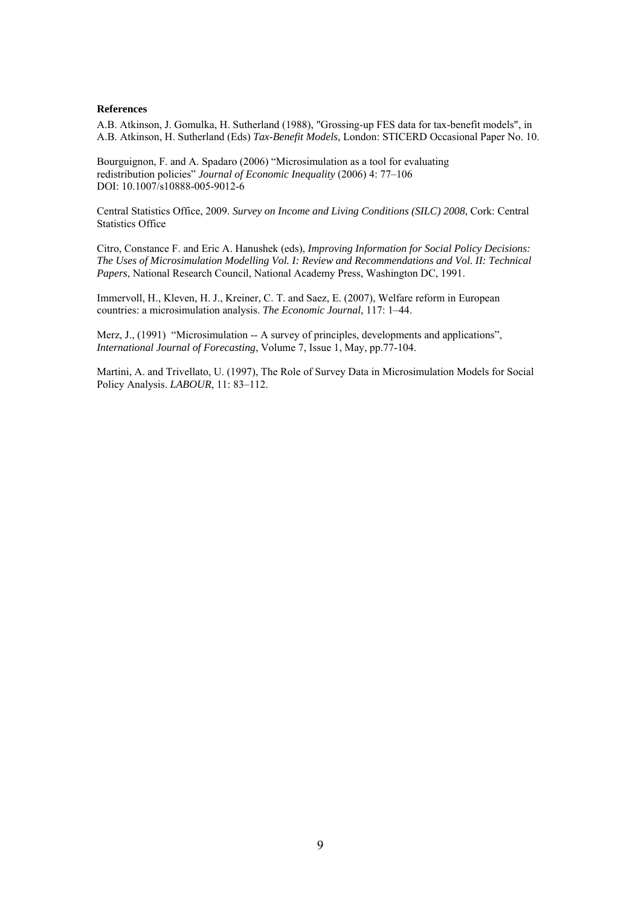**References**

A.B. Atkinson, J. Gomulka, H. Sutherland (1988), "Grossing-up FES data for tax-benefit models", in A.B. Atkinson, H. Sutherland (Eds) *Tax-Benefit Models*, London: STICERD Occasional Paper No. 10.

Bourguignon, F. and A. Spadaro (2006) "Microsimulation as a tool for evaluating redistribution policies" *Journal of Economic Inequality* (2006) 4: 77–106 DOI: 10.1007/s10888-005-9012-6

Central Statistics Office, 2009. *Survey on Income and Living Conditions (SILC) 2008*, Cork: Central Statistics Office

Citro, Constance F. and Eric A. Hanushek (eds), *Improving Information for Social Policy Decisions: The Uses of Microsimulation Modelling Vol. I: Review and Recommendations and Vol. II: Technical Papers*, National Research Council, National Academy Press, Washington DC, 1991.

Immervoll, H., Kleven, H. J., Kreiner, C. T. and Saez, E. (2007), Welfare reform in European countries: a microsimulation analysis. *The Economic Journal*, 117: 1–44.

Merz, J., (1991) "Microsimulation -- A survey of principles, developments and applications", *International Journal of Forecasting*, Volume 7, Issue 1, May, pp.77-104.

Martini, A. and Trivellato, U. (1997), The Role of Survey Data in Microsimulation Models for Social Policy Analysis. *LABOUR*, 11: 83–112.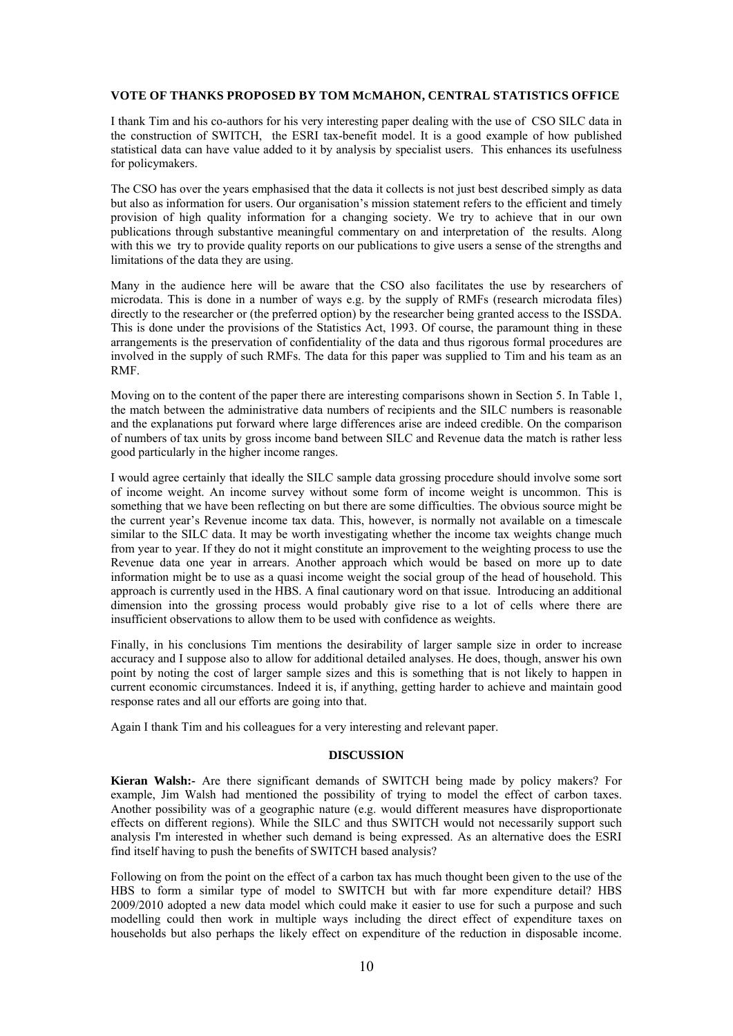**VOTE OF THANKS PROPOSED BY TOM MCMAHON, CENTRAL STATISTICS OFFICE**

I thank Tim and his co-authors for his very interesting paper dealing with the use of CSO SILC data in the construction of SWITCH, the ESRI tax-benefit model. It is a good example of how published statistical data can have value added to it by analysis by specialist users. This enhances its usefulness for policymakers.

The CSO has over the years emphasised that the data it collects is not just best described simply as data but also as information for users. Our organisation's mission statement refers to the efficient and timely provision of high quality information for a changing society. We try to achieve that in our own publications through substantive meaningful commentary on and interpretation of the results. Along with this we try to provide quality reports on our publications to give users a sense of the strengths and limitations of the data they are using.

Many in the audience here will be aware that the CSO also facilitates the use by researchers of microdata. This is done in a number of ways e.g. by the supply of RMFs (research microdata files) directly to the researcher or (the preferred option) by the researcher being granted access to the ISSDA. This is done under the provisions of the Statistics Act, 1993. Of course, the paramount thing in these arrangements is the preservation of confidentiality of the data and thus rigorous formal procedures are involved in the supply of such RMFs. The data for this paper was supplied to Tim and his team as an RMF.

Moving on to the content of the paper there are interesting comparisons shown in Section 5. In Table 1, the match between the administrative data numbers of recipients and the SILC numbers is reasonable and the explanations put forward where large differences arise are indeed credible. On the comparison of numbers of tax units by gross income band between SILC and Revenue data the match is rather less good particularly in the higher income ranges.

I would agree certainly that ideally the SILC sample data grossing procedure should involve some sort of income weight. An income survey without some form of income weight is uncommon. This is something that we have been reflecting on but there are some difficulties. The obvious source might be the current year's Revenue income tax data. This, however, is normally not available on a timescale similar to the SILC data. It may be worth investigating whether the income tax weights change much from year to year. If they do not it might constitute an improvement to the weighting process to use the Revenue data one year in arrears. Another approach which would be based on more up to date information might be to use as a quasi income weight the social group of the head of household. This approach is currently used in the HBS. A final cautionary word on that issue. Introducing an additional dimension into the grossing process would probably give rise to a lot of cells where there are insufficient observations to allow them to be used with confidence as weights.

Finally, in his conclusions Tim mentions the desirability of larger sample size in order to increase accuracy and I suppose also to allow for additional detailed analyses. He does, though, answer his own point by noting the cost of larger sample sizes and this is something that is not likely to happen in current economic circumstances. Indeed it is, if anything, getting harder to achieve and maintain good response rates and all our efforts are going into that.

Again I thank Tim and his colleagues for a very interesting and relevant paper.

**DISCUSSION**

**Kieran Walsh:-** Are there significant demands of SWITCH being made by policy makers? For example, Jim Walsh had mentioned the possibility of trying to model the effect of carbon taxes. Another possibility was of a geographic nature (e.g. would different measures have disproportionate effects on different regions). While the SILC and thus SWITCH would not necessarily support such analysis I'm interested in whether such demand is being expressed. As an alternative does the ESRI find itself having to push the benefits of SWITCH based analysis?

Following on from the point on the effect of a carbon tax has much thought been given to the use of the HBS to form a similar type of model to SWITCH but with far more expenditure detail? HBS 2009/2010 adopted a new data model which could make it easier to use for such a purpose and such modelling could then work in multiple ways including the direct effect of expenditure taxes on households but also perhaps the likely effect on expenditure of the reduction in disposable income.